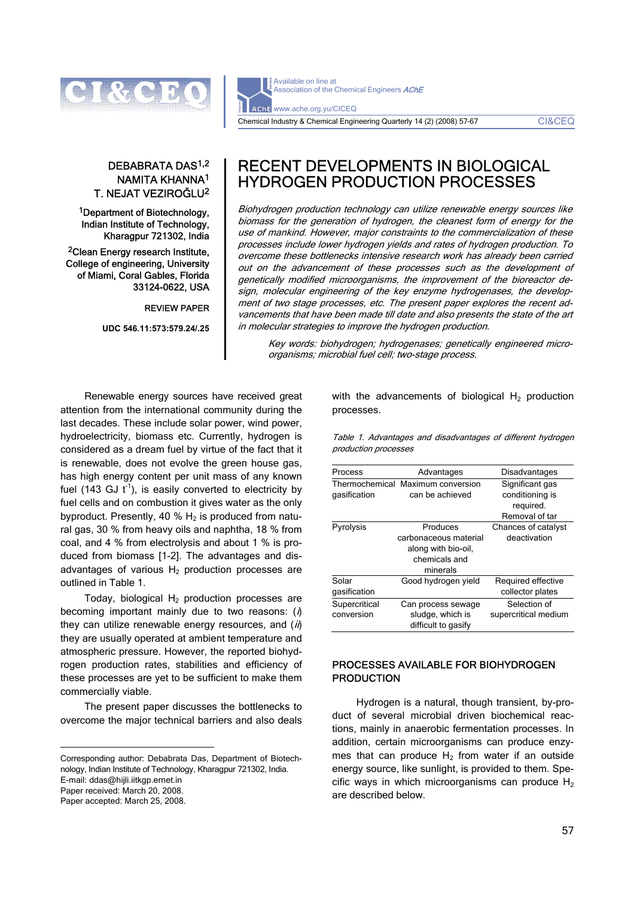DEBABRATA DAS[1,2]
NAMITA KHANNA[1]
T. NEJAT VEZIROĞLU[2]

[1]Department of Biotechnology, Indian Institute of Technology, Kharagpur 721302, India

[2]Clean Energy research Institute, College of engineering, University of Miami, Coral Gables, Florida 33124-0622, USA

REVIEW PAPER

UDC 546.11:573:579.24/.25

# RECENT DEVELOPMENTS IN BIOLOGICAL HYDROGEN PRODUCTION PROCESSES

*Biohydrogen production technology can utilize renewable energy sources like biomass for the generation of hydrogen, the cleanest form of energy for the use of mankind. However, major constraints to the commercialization of these processes include lower hydrogen yields and rates of hydrogen production. To overcome these bottlenecks intensive research work has already been carried out on the advancement of these processes such as the development of genetically modified microorganisms, the improvement of the bioreactor design, molecular engineering of the key enzyme hydrogenases, the development of two stage processes, etc. The present paper explores the recent advancements that have been made till date and also presents the state of the art in molecular strategies to improve the hydrogen production.*

*Key words: biohydrogen; hydrogenases; genetically engineered microorganisms; microbial fuel cell; two-stage process.*

Renewable energy sources have received great attention from the international community during the last decades. These include solar power, wind power, hydroelectricity, biomass etc. Currently, hydrogen is considered as a dream fuel by virtue of the fact that it is renewable, does not evolve the green house gas, has high energy content per unit mass of any known fuel (143 GJ $t^{-1}$), is easily converted to electricity by fuel cells and on combustion it gives water as the only byproduct. Presently, 40 % $H_2$ is produced from natural gas, 30 % from heavy oils and naphtha, 18 % from coal, and 4 % from electrolysis and about 1 % is produced from biomass [1-2]. The advantages and disadvantages of various $H_2$ production processes are outlined in Table 1.

Today, biological $H_2$ production processes are becoming important mainly due to two reasons: (*i*) they can utilize renewable energy resources, and (*ii*) they are usually operated at ambient temperature and atmospheric pressure. However, the reported biohydrogen production rates, stabilities and efficiency of these processes are yet to be sufficient to make them commercially viable.

The present paper discusses the bottlenecks to overcome the major technical barriers and also deals with the advancements of biological $H_2$ production processes.

*Table 1. Advantages and disadvantages of different hydrogen production processes*

| Process | Advantages | Disadvantages |
|---|---|---|
| Thermochemical gasification | Maximum conversion can be achieved | Significant gas conditioning is required. Removal of tar |
| Pyrolysis | Produces carbonaceous material along with bio-oil, chemicals and minerals | Chances of catalyst deactivation |
| Solar gasification | Good hydrogen yield | Required effective collector plates |
| Supercritical conversion | Can process sewage sludge, which is difficult to gasify | Selection of supercritical medium |

## PROCESSES AVAILABLE FOR BIOHYDROGEN PRODUCTION

Hydrogen is a natural, though transient, by-product of several microbial driven biochemical reactions, mainly in anaerobic fermentation processes. In addition, certain microorganisms can produce enzymes that can produce $H_2$ from water if an outside energy source, like sunlight, is provided to them. Specific ways in which microorganisms can produce $H_2$ are described below.

Corresponding author: Debabrata Das, Department of Biotechnology, Indian Institute of Technology, Kharagpur 721302, India.
E-mail: ddas@hijli.iitkgp.ernet.in
Paper received: March 20, 2008.
Paper accepted: March 25, 2008.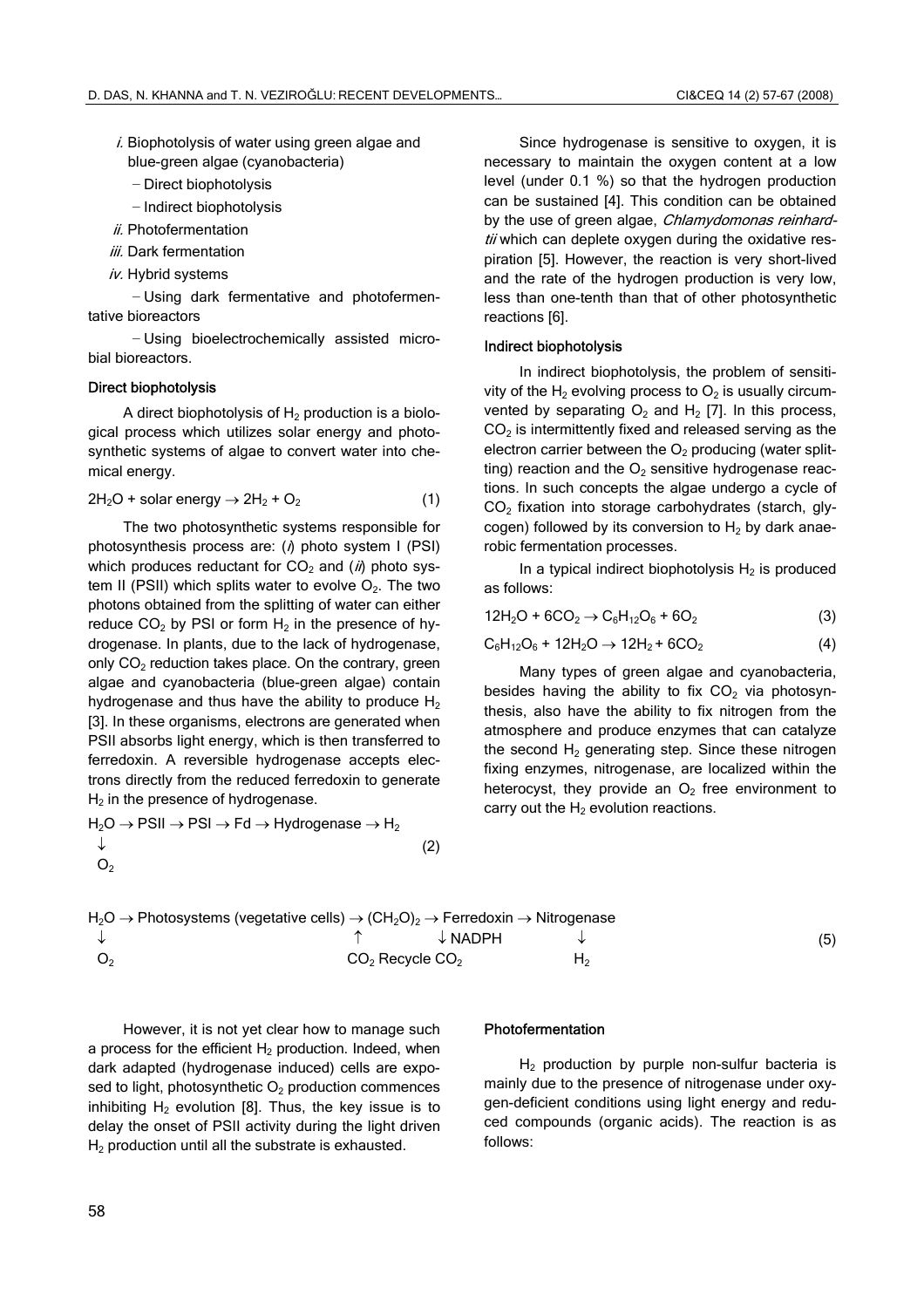*i.* Biophotolysis of water using green algae and blue-green algae (cyanobacteria)

– Direct biophotolysis

– Indirect biophotolysis

*ii.* Photofermentation

*iii.* Dark fermentation

*iv.* Hybrid systems

– Using dark fermentative and photofermentative bioreactors

– Using bioelectrochemically assisted microbial bioreactors.

### Direct biophotolysis

A direct biophotolysis of $H_2$ production is a biological process which utilizes solar energy and photosynthetic systems of algae to convert water into chemical energy.

$$2H_2O + \text{solar energy} \rightarrow 2H_2 + O_2 \qquad (1)$$

The two photosynthetic systems responsible for photosynthesis process are: (*i*) photo system I (PSI) which produces reductant for $CO_2$ and (*ii*) photo system II (PSII) which splits water to evolve $O_2$. The two photons obtained from the splitting of water can either reduce $CO_2$ by PSI or form $H_2$ in the presence of hydrogenase. In plants, due to the lack of hydrogenase, only $CO_2$ reduction takes place. On the contrary, green algae and cyanobacteria (blue-green algae) contain hydrogenase and thus have the ability to produce $H_2$ [3]. In these organisms, electrons are generated when PSII absorbs light energy, which is then transferred to ferredoxin. A reversible hydrogenase accepts electrons directly from the reduced ferredoxin to generate $H_2$ in the presence of hydrogenase.

$$\begin{array}{l} H_2O \rightarrow PSII \rightarrow PSI \rightarrow Fd \rightarrow \text{Hydrogenase} \rightarrow H_2 \\ \downarrow \\ O_2 \end{array} \qquad (2)$$

Since hydrogenase is sensitive to oxygen, it is necessary to maintain the oxygen content at a low level (under 0.1 %) so that the hydrogen production can be sustained [4]. This condition can be obtained by the use of green algae, *Chlamydomonas reinhardtii* which can deplete oxygen during the oxidative respiration [5]. However, the reaction is very short-lived and the rate of the hydrogen production is very low, less than one-tenth than that of other photosynthetic reactions [6].

### Indirect biophotolysis

In indirect biophotolysis, the problem of sensitivity of the $H_2$ evolving process to $O_2$ is usually circumvented by separating $O_2$ and $H_2$ [7]. In this process, $CO_2$ is intermittently fixed and released serving as the electron carrier between the $O_2$ producing (water splitting) reaction and the $O_2$ sensitive hydrogenase reactions. In such concepts the algae undergo a cycle of $CO_2$ fixation into storage carbohydrates (starch, glycogen) followed by its conversion to $H_2$ by dark anaerobic fermentation processes.

In a typical indirect biophotolysis $H_2$ is produced as follows:

$$12H_2O + 6CO_2 \rightarrow C_6H_{12}O_6 + 6O_2 \qquad (3)$$

$$C_6H_{12}O_6 + 12H_2O \rightarrow 12H_2 + 6CO_2 \qquad (4)$$

Many types of green algae and cyanobacteria, besides having the ability to fix $CO_2$ via photosynthesis, also have the ability to fix nitrogen from the atmosphere and produce enzymes that can catalyze the second $H_2$ generating step. Since these nitrogen fixing enzymes, nitrogenase, are localized within the heterocyst, they provide an $O_2$ free environment to carry out the $H_2$ evolution reactions.

$$\begin{array}{l} H_2O \rightarrow \text{Photosystems (vegetative cells)} \rightarrow (CH_2O)_2 \rightarrow \text{Ferredoxin} \rightarrow \text{Nitrogenase} \\ \downarrow \qquad\qquad\qquad\qquad\qquad\qquad \uparrow \qquad\qquad \downarrow NADPH \qquad\qquad \downarrow \\ O_2 \qquad\qquad\qquad\qquad\qquad\quad CO_2 \text{ Recycle } CO_2 \qquad\qquad\quad H_2 \end{array} \qquad (5)$$

However, it is not yet clear how to manage such a process for the efficient $H_2$ production. Indeed, when dark adapted (hydrogenase induced) cells are exposed to light, photosynthetic $O_2$ production commences inhibiting $H_2$ evolution [8]. Thus, the key issue is to delay the onset of PSII activity during the light driven $H_2$ production until all the substrate is exhausted.

### Photofermentation

$H_2$ production by purple non-sulfur bacteria is mainly due to the presence of nitrogenase under oxygen-deficient conditions using light energy and reduced compounds (organic acids). The reaction is as follows: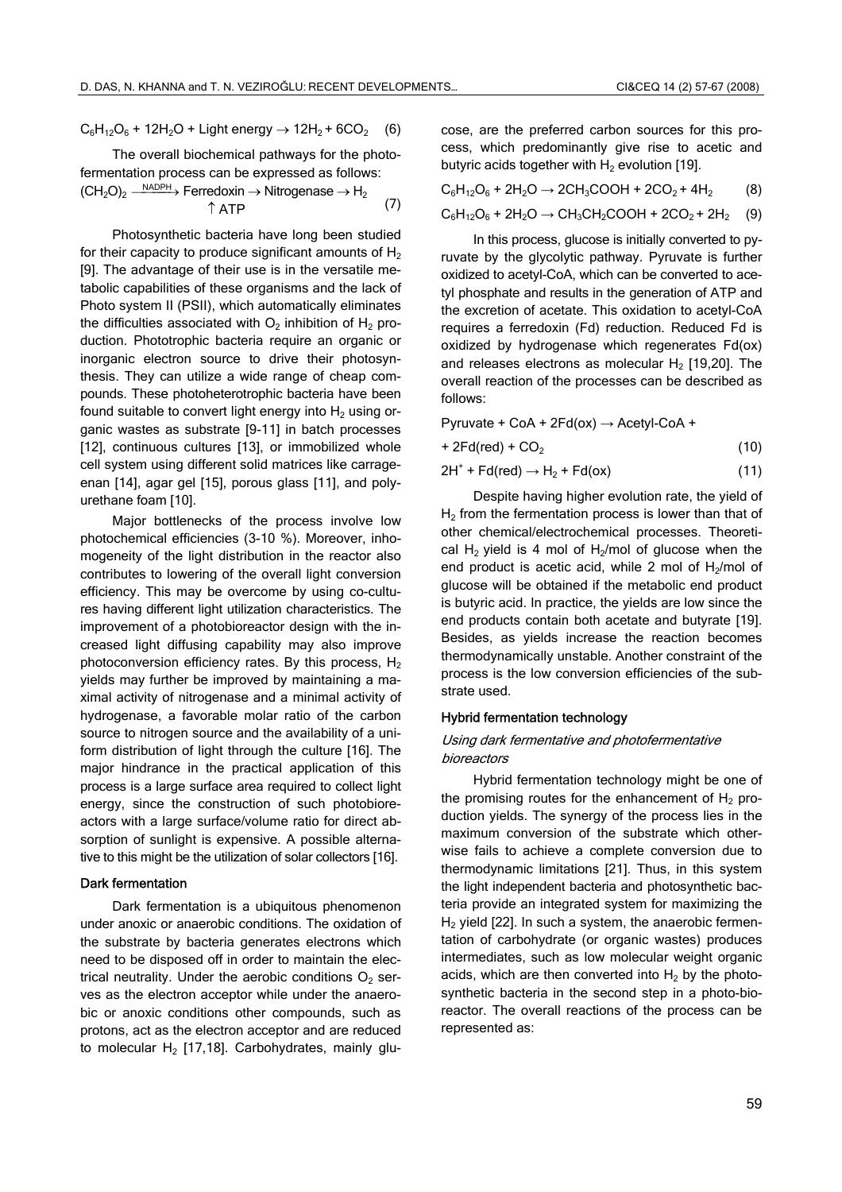$$C_6H_{12}O_6 + 12H_2O + \text{Light energy} \rightarrow 12H_2 + 6CO_2 \quad (6)$$

The overall biochemical pathways for the photofermentation process can be expressed as follows:

$$(CH_2O)_2 \xrightarrow{NADPH} \text{Ferredoxin} \rightarrow \text{Nitrogenase} \rightarrow H_2 \quad (7)$$
$$\uparrow \text{ATP}$$

Photosynthetic bacteria have long been studied for their capacity to produce significant amounts of $H_2$ [9]. The advantage of their use is in the versatile metabolic capabilities of these organisms and the lack of Photo system II (PSII), which automatically eliminates the difficulties associated with $O_2$ inhibition of $H_2$ production. Phototrophic bacteria require an organic or inorganic electron source to drive their photosynthesis. They can utilize a wide range of cheap compounds. These photoheterotrophic bacteria have been found suitable to convert light energy into $H_2$ using organic wastes as substrate [9-11] in batch processes [12], continuous cultures [13], or immobilized whole cell system using different solid matrices like carrageenan [14], agar gel [15], porous glass [11], and polyurethane foam [10].

Major bottlenecks of the process involve low photochemical efficiencies (3-10 %). Moreover, inhomogeneity of the light distribution in the reactor also contributes to lowering of the overall light conversion efficiency. This may be overcome by using co-cultures having different light utilization characteristics. The improvement of a photobioreactor design with the increased light diffusing capability may also improve photoconversion efficiency rates. By this process, $H_2$ yields may further be improved by maintaining a maximal activity of nitrogenase and a minimal activity of hydrogenase, a favorable molar ratio of the carbon source to nitrogen source and the availability of a uniform distribution of light through the culture [16]. The major hindrance in the practical application of this process is a large surface area required to collect light energy, since the construction of such photobioreactors with a large surface/volume ratio for direct absorption of sunlight is expensive. A possible alternative to this might be the utilization of solar collectors [16].

### Dark fermentation

Dark fermentation is a ubiquitous phenomenon under anoxic or anaerobic conditions. The oxidation of the substrate by bacteria generates electrons which need to be disposed off in order to maintain the electrical neutrality. Under the aerobic conditions $O_2$ serves as the electron acceptor while under the anaerobic or anoxic conditions other compounds, such as protons, act as the electron acceptor and are reduced to molecular $H_2$ [17,18]. Carbohydrates, mainly glucose, are the preferred carbon sources for this process, which predominantly give rise to acetic and butyric acids together with $H_2$ evolution [19].

$$C_6H_{12}O_6 + 2H_2O \rightarrow 2CH_3COOH + 2CO_2 + 4H_2 \quad (8)$$

$$C_6H_{12}O_6 + 2H_2O \rightarrow CH_3CH_2COOH + 2CO_2 + 2H_2 \quad (9)$$

In this process, glucose is initially converted to pyruvate by the glycolytic pathway. Pyruvate is further oxidized to acetyl-CoA, which can be converted to acetyl phosphate and results in the generation of ATP and the excretion of acetate. This oxidation to acetyl-CoA requires a ferredoxin (Fd) reduction. Reduced Fd is oxidized by hydrogenase which regenerates Fd(ox) and releases electrons as molecular $H_2$ [19,20]. The overall reaction of the processes can be described as follows:

$$\text{Pyruvate} + \text{CoA} + 2\text{Fd(ox)} \rightarrow \text{Acetyl-CoA} + 2\text{Fd(red)} + CO_2 \quad (10)$$

$$2H^+ + \text{Fd(red)} \rightarrow H_2 + \text{Fd(ox)} \quad (11)$$

Despite having higher evolution rate, the yield of $H_2$ from the fermentation process is lower than that of other chemical/electrochemical processes. Theoretical $H_2$ yield is 4 mol of $H_2$/mol of glucose when the end product is acetic acid, while 2 mol of $H_2$/mol of glucose will be obtained if the metabolic end product is butyric acid. In practice, the yields are low since the end products contain both acetate and butyrate [19]. Besides, as yields increase the reaction becomes thermodynamically unstable. Another constraint of the process is the low conversion efficiencies of the substrate used.

### Hybrid fermentation technology

#### *Using dark fermentative and photofermentative bioreactors*

Hybrid fermentation technology might be one of the promising routes for the enhancement of $H_2$ production yields. The synergy of the process lies in the maximum conversion of the substrate which otherwise fails to achieve a complete conversion due to thermodynamic limitations [21]. Thus, in this system the light independent bacteria and photosynthetic bacteria provide an integrated system for maximizing the $H_2$ yield [22]. In such a system, the anaerobic fermentation of carbohydrate (or organic wastes) produces intermediates, such as low molecular weight organic acids, which are then converted into $H_2$ by the photosynthetic bacteria in the second step in a photo-bioreactor. The overall reactions of the process can be represented as: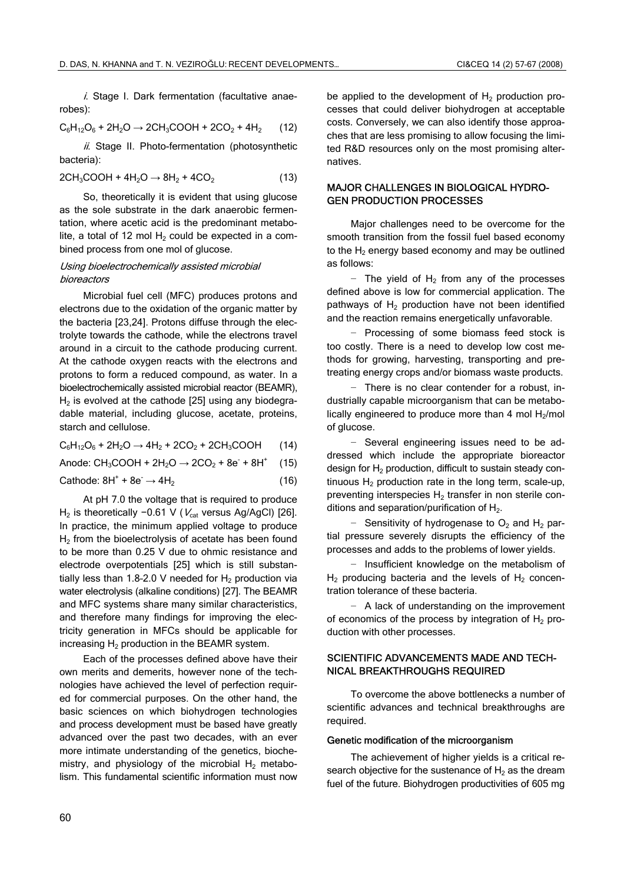*i*. Stage I. Dark fermentation (facultative anaerobes):

$$C_6H_{12}O_6 + 2H_2O \rightarrow 2CH_3COOH + 2CO_2 + 4H_2 \quad (12)$$

*ii*. Stage II. Photo-fermentation (photosynthetic bacteria):

$$2CH_3COOH + 4H_2O \rightarrow 8H_2 + 4CO_2 \quad (13)$$

So, theoretically it is evident that using glucose as the sole substrate in the dark anaerobic fermentation, where acetic acid is the predominant metabolite, a total of 12 mol $H_2$ could be expected in a combined process from one mol of glucose.

*Using bioelectrochemically assisted microbial bioreactors*

Microbial fuel cell (MFC) produces protons and electrons due to the oxidation of the organic matter by the bacteria [23,24]. Protons diffuse through the electrolyte towards the cathode, while the electrons travel around in a circuit to the cathode producing current. At the cathode oxygen reacts with the electrons and protons to form a reduced compound, as water. In a bioelectrochemically assisted microbial reactor (BEAMR), $H_2$ is evolved at the cathode [25] using any biodegradable material, including glucose, acetate, proteins, starch and cellulose.

$$C_6H_{12}O_6 + 2H_2O \rightarrow 4H_2 + 2CO_2 + 2CH_3COOH \quad (14)$$

$$\text{Anode: } CH_3COOH + 2H_2O \rightarrow 2CO_2 + 8e^- + 8H^+ \quad (15)$$

$$\text{Cathode: } 8H^+ + 8e^- \rightarrow 4H_2 \quad (16)$$

At pH 7.0 the voltage that is required to produce $H_2$ is theoretically −0.61 V ($V_{cat}$ versus Ag/AgCl) [26]. In practice, the minimum applied voltage to produce $H_2$ from the bioelectrolysis of acetate has been found to be more than 0.25 V due to ohmic resistance and electrode overpotentials [25] which is still substantially less than 1.8-2.0 V needed for $H_2$ production via water electrolysis (alkaline conditions) [27]. The BEAMR and MFC systems share many similar characteristics, and therefore many findings for improving the electricity generation in MFCs should be applicable for increasing $H_2$ production in the BEAMR system.

Each of the processes defined above have their own merits and demerits, however none of the technologies have achieved the level of perfection required for commercial purposes. On the other hand, the basic sciences on which biohydrogen technologies and process development must be based have greatly advanced over the past two decades, with an ever more intimate understanding of the genetics, biochemistry, and physiology of the microbial $H_2$ metabolism. This fundamental scientific information must now be applied to the development of $H_2$ production processes that could deliver biohydrogen at acceptable costs. Conversely, we can also identify those approaches that are less promising to allow focusing the limited R&D resources only on the most promising alternatives.

## MAJOR CHALLENGES IN BIOLOGICAL HYDROGEN PRODUCTION PROCESSES

Major challenges need to be overcome for the smooth transition from the fossil fuel based economy to the $H_2$ energy based economy and may be outlined as follows:

- The yield of $H_2$ from any of the processes defined above is low for commercial application. The pathways of $H_2$ production have not been identified and the reaction remains energetically unfavorable.
- Processing of some biomass feed stock is too costly. There is a need to develop low cost methods for growing, harvesting, transporting and pretreating energy crops and/or biomass waste products.
- There is no clear contender for a robust, industrially capable microorganism that can be metabolically engineered to produce more than 4 mol $H_2$/mol of glucose.
- Several engineering issues need to be addressed which include the appropriate bioreactor design for $H_2$ production, difficult to sustain steady continuous $H_2$ production rate in the long term, scale-up, preventing interspecies $H_2$ transfer in non sterile conditions and separation/purification of $H_2$.
- Sensitivity of hydrogenase to $O_2$ and $H_2$ partial pressure severely disrupts the efficiency of the processes and adds to the problems of lower yields.
- Insufficient knowledge on the metabolism of $H_2$ producing bacteria and the levels of $H_2$ concentration tolerance of these bacteria.
- A lack of understanding on the improvement of economics of the process by integration of $H_2$ production with other processes.

## SCIENTIFIC ADVANCEMENTS MADE AND TECHNICAL BREAKTHROUGHS REQUIRED

To overcome the above bottlenecks a number of scientific advances and technical breakthroughs are required.

### Genetic modification of the microorganism

The achievement of higher yields is a critical research objective for the sustenance of $H_2$ as the dream fuel of the future. Biohydrogen productivities of 605 mg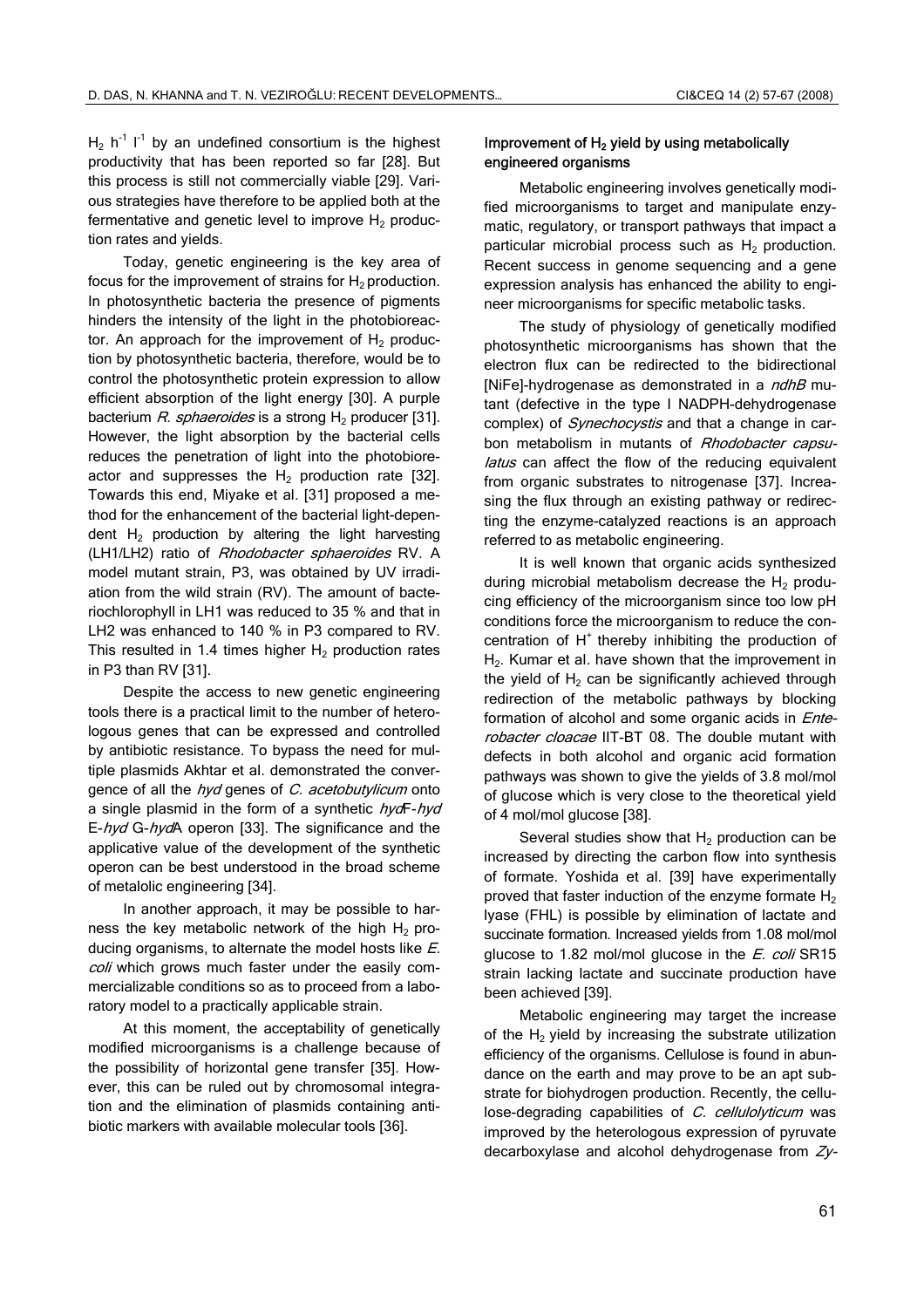$H_2$ $h^{-1}$ $l^{-1}$ by an undefined consortium is the highest productivity that has been reported so far [28]. But this process is still not commercially viable [29]. Various strategies have therefore to be applied both at the fermentative and genetic level to improve $H_2$ production rates and yields.

Today, genetic engineering is the key area of focus for the improvement of strains for $H_2$ production. In photosynthetic bacteria the presence of pigments hinders the intensity of the light in the photobioreactor. An approach for the improvement of $H_2$ production by photosynthetic bacteria, therefore, would be to control the photosynthetic protein expression to allow efficient absorption of the light energy [30]. A purple bacterium *R. sphaeroides* is a strong $H_2$ producer [31]. However, the light absorption by the bacterial cells reduces the penetration of light into the photobioreactor and suppresses the $H_2$ production rate [32]. Towards this end, Miyake et al. [31] proposed a method for the enhancement of the bacterial light-dependent $H_2$ production by altering the light harvesting (LH1/LH2) ratio of *Rhodobacter sphaeroides* RV. A model mutant strain, P3, was obtained by UV irradiation from the wild strain (RV). The amount of bacteriochlorophyll in LH1 was reduced to 35 % and that in LH2 was enhanced to 140 % in P3 compared to RV. This resulted in 1.4 times higher $H_2$ production rates in P3 than RV [31].

Despite the access to new genetic engineering tools there is a practical limit to the number of heterologous genes that can be expressed and controlled by antibiotic resistance. To bypass the need for multiple plasmids Akhtar et al. demonstrated the convergence of all the *hyd* genes of *C. acetobutylicum* onto a single plasmid in the form of a synthetic *hyd*F-*hyd* E-*hyd* G-*hyd*A operon [33]. The significance and the applicative value of the development of the synthetic operon can be best understood in the broad scheme of metalolic engineering [34].

In another approach, it may be possible to harness the key metabolic network of the high $H_2$ producing organisms, to alternate the model hosts like *E. coli* which grows much faster under the easily commercializable conditions so as to proceed from a laboratory model to a practically applicable strain.

At this moment, the acceptability of genetically modified microorganisms is a challenge because of the possibility of horizontal gene transfer [35]. However, this can be ruled out by chromosomal integration and the elimination of plasmids containing antibiotic markers with available molecular tools [36].

### Improvement of $H_2$ yield by using metabolically engineered organisms

Metabolic engineering involves genetically modified microorganisms to target and manipulate enzymatic, regulatory, or transport pathways that impact a particular microbial process such as $H_2$ production. Recent success in genome sequencing and a gene expression analysis has enhanced the ability to engineer microorganisms for specific metabolic tasks.

The study of physiology of genetically modified photosynthetic microorganisms has shown that the electron flux can be redirected to the bidirectional [NiFe]-hydrogenase as demonstrated in a *ndhB* mutant (defective in the type I NADPH-dehydrogenase complex) of *Synechocystis* and that a change in carbon metabolism in mutants of *Rhodobacter capsulatus* can affect the flow of the reducing equivalent from organic substrates to nitrogenase [37]. Increasing the flux through an existing pathway or redirecting the enzyme-catalyzed reactions is an approach referred to as metabolic engineering.

It is well known that organic acids synthesized during microbial metabolism decrease the $H_2$ producing efficiency of the microorganism since too low pH conditions force the microorganism to reduce the concentration of $H^+$ thereby inhibiting the production of $H_2$. Kumar et al. have shown that the improvement in the yield of $H_2$ can be significantly achieved through redirection of the metabolic pathways by blocking formation of alcohol and some organic acids in *Enterobacter cloacae* IIT-BT 08. The double mutant with defects in both alcohol and organic acid formation pathways was shown to give the yields of 3.8 mol/mol of glucose which is very close to the theoretical yield of 4 mol/mol glucose [38].

Several studies show that $H_2$ production can be increased by directing the carbon flow into synthesis of formate. Yoshida et al. [39] have experimentally proved that faster induction of the enzyme formate $H_2$ lyase (FHL) is possible by elimination of lactate and succinate formation. Increased yields from 1.08 mol/mol glucose to 1.82 mol/mol glucose in the *E. coli* SR15 strain lacking lactate and succinate production have been achieved [39].

Metabolic engineering may target the increase of the $H_2$ yield by increasing the substrate utilization efficiency of the organisms. Cellulose is found in abundance on the earth and may prove to be an apt substrate for biohydrogen production. Recently, the cellulose-degrading capabilities of *C. cellulolyticum* was improved by the heterologous expression of pyruvate decarboxylase and alcohol dehydrogenase from *Zy-*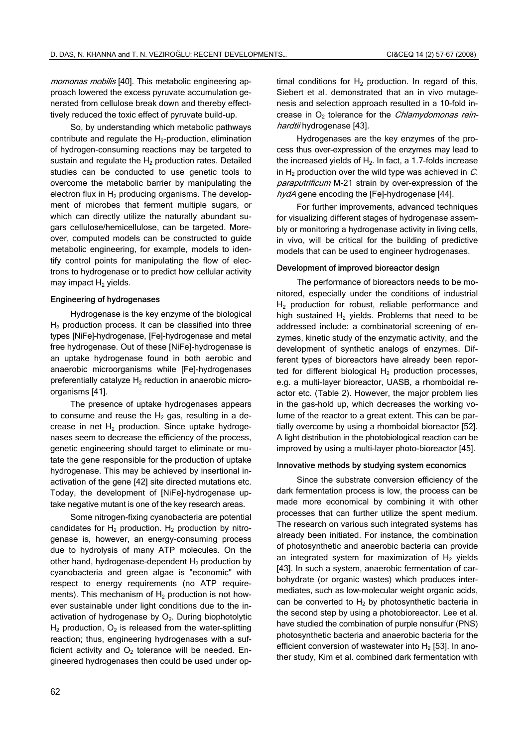*momonas mobilis* [40]. This metabolic engineering approach lowered the excess pyruvate accumulation generated from cellulose break down and thereby effecttively reduced the toxic effect of pyruvate build-up.

So, by understanding which metabolic pathways contribute and regulate the $H_2$-production, elimination of hydrogen-consuming reactions may be targeted to sustain and regulate the $H_2$ production rates. Detailed studies can be conducted to use genetic tools to overcome the metabolic barrier by manipulating the electron flux in $H_2$ producing organisms. The development of microbes that ferment multiple sugars, or which can directly utilize the naturally abundant sugars cellulose/hemicellulose, can be targeted. Moreover, computed models can be constructed to guide metabolic engineering, for example, models to identify control points for manipulating the flow of electrons to hydrogenase or to predict how cellular activity may impact $H_2$ yields.

### Engineering of hydrogenases

Hydrogenase is the key enzyme of the biological $H_2$ production process. It can be classified into three types [NiFe]-hydrogenase, [Fe]-hydrogenase and metal free hydrogenase. Out of these [NiFe]-hydrogenase is an uptake hydrogenase found in both aerobic and anaerobic microorganisms while [Fe]-hydrogenases preferentially catalyze $H_2$ reduction in anaerobic microorganisms [41].

The presence of uptake hydrogenases appears to consume and reuse the $H_2$ gas, resulting in a decrease in net $H_2$ production. Since uptake hydrogenases seem to decrease the efficiency of the process, genetic engineering should target to eliminate or mutate the gene responsible for the production of uptake hydrogenase. This may be achieved by insertional inactivation of the gene [42] site directed mutations etc. Today, the development of [NiFe]-hydrogenase uptake negative mutant is one of the key research areas.

Some nitrogen-fixing cyanobacteria are potential candidates for $H_2$ production. $H_2$ production by nitrogenase is, however, an energy-consuming process due to hydrolysis of many ATP molecules. On the other hand, hydrogenase-dependent $H_2$ production by cyanobacteria and green algae is "economic" with respect to energy requirements (no ATP requirements). This mechanism of $H_2$ production is not however sustainable under light conditions due to the inactivation of hydrogenase by $O_2$. During biophotolytic $H_2$ production, $O_2$ is released from the water-splitting reaction; thus, engineering hydrogenases with a sufficient activity and $O_2$ tolerance will be needed. Engineered hydrogenases then could be used under optimal conditions for $H_2$ production. In regard of this, Siebert et al. demonstrated that an in vivo mutagenesis and selection approach resulted in a 10-fold increase in $O_2$ tolerance for the *Chlamydomonas reinhardtii* hydrogenase [43].

Hydrogenases are the key enzymes of the process thus over-expression of the enzymes may lead to the increased yields of $H_2$. In fact, a 1.7-folds increase in $H_2$ production over the wild type was achieved in *C. paraputrificum* M-21 strain by over-expression of the *hydA* gene encoding the [Fe]-hydrogenase [44].

For further improvements, advanced techniques for visualizing different stages of hydrogenase assembly or monitoring a hydrogenase activity in living cells, in vivo, will be critical for the building of predictive models that can be used to engineer hydrogenases.

### Development of improved bioreactor design

The performance of bioreactors needs to be monitored, especially under the conditions of industrial $H_2$ production for robust, reliable performance and high sustained $H_2$ yields. Problems that need to be addressed include: a combinatorial screening of enzymes, kinetic study of the enzymatic activity, and the development of synthetic analogs of enzymes. Different types of bioreactors have already been reported for different biological $H_2$ production processes, e.g. a multi-layer bioreactor, UASB, a rhomboidal reactor etc. (Table 2). However, the major problem lies in the gas-hold up, which decreases the working volume of the reactor to a great extent. This can be partially overcome by using a rhomboidal bioreactor [52]. A light distribution in the photobiological reaction can be improved by using a multi-layer photo-bioreactor [45].

### Innovative methods by studying system economics

Since the substrate conversion efficiency of the dark fermentation process is low, the process can be made more economical by combining it with other processes that can further utilize the spent medium. The research on various such integrated systems has already been initiated. For instance, the combination of photosynthetic and anaerobic bacteria can provide an integrated system for maximization of $H_2$ yields [43]. In such a system, anaerobic fermentation of carbohydrate (or organic wastes) which produces intermediates, such as low-molecular weight organic acids, can be converted to $H_2$ by photosynthetic bacteria in the second step by using a photobioreactor. Lee et al. have studied the combination of purple nonsulfur (PNS) photosynthetic bacteria and anaerobic bacteria for the efficient conversion of wastewater into $H_2$ [53]. In another study, Kim et al. combined dark fermentation with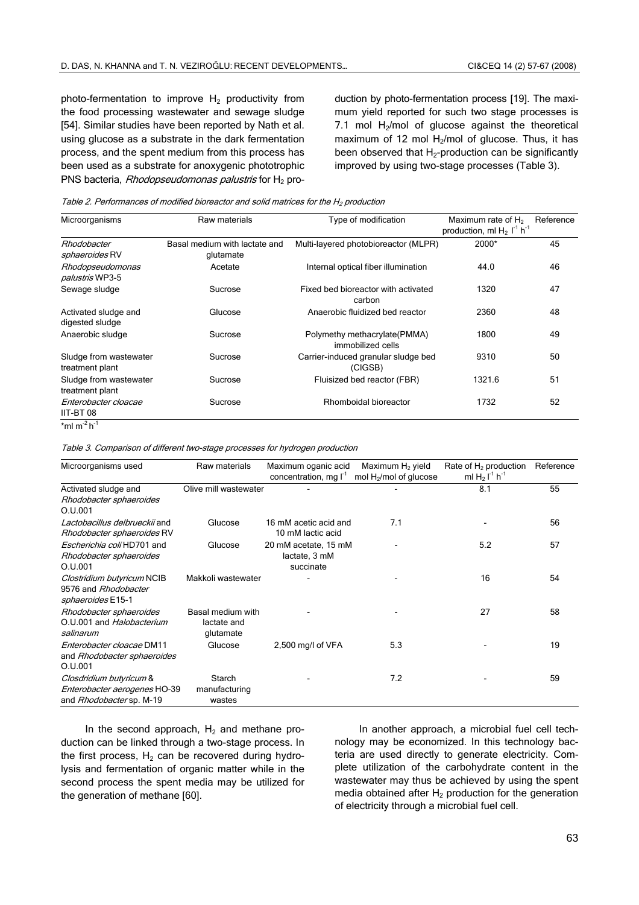photo-fermentation to improve $H_2$ productivity from the food processing wastewater and sewage sludge [54]. Similar studies have been reported by Nath et al. using glucose as a substrate in the dark fermentation process, and the spent medium from this process has been used as a substrate for anoxygenic phototrophic PNS bacteria, *Rhodopseudomonas palustris* for $H_2$ production by photo-fermentation process [19]. The maximum yield reported for such two stage processes is 7.1 mol $H_2$/mol of glucose against the theoretical maximum of 12 mol $H_2$/mol of glucose. Thus, it has been observed that $H_2$-production can be significantly improved by using two-stage processes (Table 3).

*Table 2. Performances of modified bioreactor and solid matrices for the $H_2$ production*

| Microorganisms | Raw materials | Type of modification | Maximum rate of $H_2$ production, ml $H_2$ $l^{-1}$ $h^{-1}$ | Reference |
|---|---|---|---|---|
| *Rhodobacter sphaeroides* RV | Basal medium with lactate and glutamate | Multi-layered photobioreactor (MLPR) | 2000* | 45 |
| *Rhodopseudomonas palustris* WP3-5 | Acetate | Internal optical fiber illumination | 44.0 | 46 |
| Sewage sludge | Sucrose | Fixed bed bioreactor with activated carbon | 1320 | 47 |
| Activated sludge and digested sludge | Glucose | Anaerobic fluidized bed reactor | 2360 | 48 |
| Anaerobic sludge | Sucrose | Polymethy methacrylate(PMMA) immobilized cells | 1800 | 49 |
| Sludge from wastewater treatment plant | Sucrose | Carrier-induced granular sludge bed (CIGSB) | 9310 | 50 |
| Sludge from wastewater treatment plant | Sucrose | Fluisized bed reactor (FBR) | 1321.6 | 51 |
| *Enterobacter cloacae* IIT-BT 08 | Sucrose | Rhomboidal bioreactor | 1732 | 52 |

*ml $m^{-2}$ $h^{-1}$

*Table 3. Comparison of different two-stage processes for hydrogen production*

| Microorganisms used | Raw materials | Maximum oganic acid concentration, mg $l^{-1}$ | Maximum $H_2$ yield mol $H_2$/mol of glucose | Rate of $H_2$ production ml $H_2$ $l^{-1}$ $h^{-1}$ | Reference |
|---|---|---|---|---|---|
| Activated sludge and *Rhodobacter sphaeroides* O.U.001 | Olive mill wastewater | - | - | 8.1 | 55 |
| *Lactobacillus delbrueckii* and *Rhodobacter sphaeroides* RV | Glucose | 16 mM acetic acid and 10 mM lactic acid | 7.1 | - | 56 |
| *Escherichia coli* HD701 and *Rhodobacter sphaeroides* O.U.001 | Glucose | 20 mM acetate, 15 mM lactate, 3 mM succinate | - | 5.2 | 57 |
| *Clostridium butyricum* NCIB 9576 and *Rhodobacter sphaeroides* E15-1 | Makkoli wastewater | - | - | 16 | 54 |
| *Rhodobacter sphaeroides* O.U.001 and *Halobacterium salinarum* | Basal medium with lactate and glutamate | - | - | 27 | 58 |
| *Enterobacter cloacae* DM11 and *Rhodobacter sphaeroides* O.U.001 | Glucose | 2,500 mg/l of VFA | 5.3 | - | 19 |
| *Closdridium butyricum* & *Enterobacter aerogenes* HO-39 and *Rhodobacter* sp. M-19 | Starch manufacturing wastes | - | 7.2 | - | 59 |

In the second approach, $H_2$ and methane production can be linked through a two-stage process. In the first process, $H_2$ can be recovered during hydrolysis and fermentation of organic matter while in the second process the spent media may be utilized for the generation of methane [60].

In another approach, a microbial fuel cell technology may be economized. In this technology bacteria are used directly to generate electricity. Complete utilization of the carbohydrate content in the wastewater may thus be achieved by using the spent media obtained after $H_2$ production for the generation of electricity through a microbial fuel cell.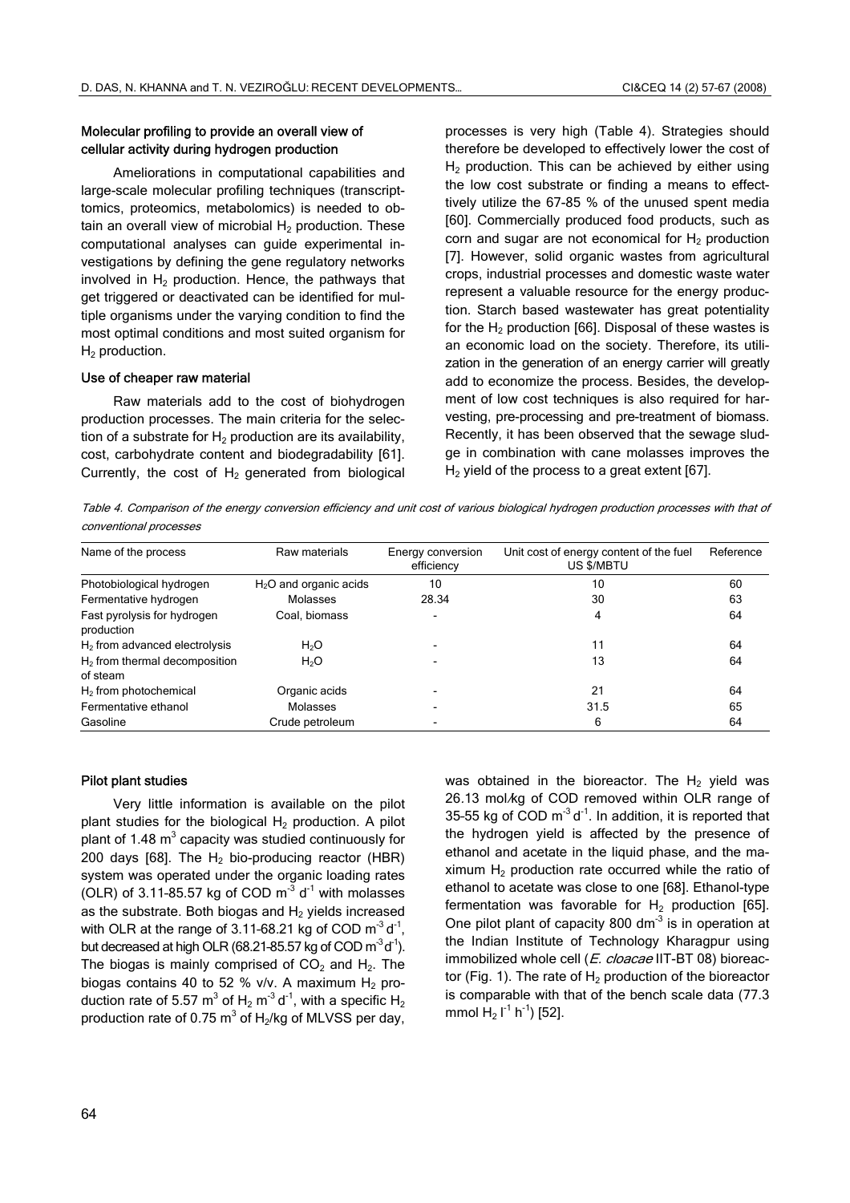### Molecular profiling to provide an overall view of cellular activity during hydrogen production

Ameliorations in computational capabilities and large-scale molecular profiling techniques (transcripttomics, proteomics, metabolomics) is needed to obtain an overall view of microbial $H_2$ production. These computational analyses can guide experimental investigations by defining the gene regulatory networks involved in $H_2$ production. Hence, the pathways that get triggered or deactivated can be identified for multiple organisms under the varying condition to find the most optimal conditions and most suited organism for $H_2$ production.

### Use of cheaper raw material

Raw materials add to the cost of biohydrogen production processes. The main criteria for the selection of a substrate for $H_2$ production are its availability, cost, carbohydrate content and biodegradability [61]. Currently, the cost of $H_2$ generated from biological processes is very high (Table 4). Strategies should therefore be developed to effectively lower the cost of $H_2$ production. This can be achieved by either using the low cost substrate or finding a means to effecttively utilize the 67-85 % of the unused spent media [60]. Commercially produced food products, such as corn and sugar are not economical for $H_2$ production [7]. However, solid organic wastes from agricultural crops, industrial processes and domestic waste water represent a valuable resource for the energy production. Starch based wastewater has great potentiality for the $H_2$ production [66]. Disposal of these wastes is an economic load on the society. Therefore, its utilization in the generation of an energy carrier will greatly add to economize the process. Besides, the development of low cost techniques is also required for harvesting, pre-processing and pre-treatment of biomass. Recently, it has been observed that the sewage sludge in combination with cane molasses improves the $H_2$ yield of the process to a great extent [67].

*Table 4. Comparison of the energy conversion efficiency and unit cost of various biological hydrogen production processes with that of conventional processes*

| Name of the process | Raw materials | Energy conversion efficiency | Unit cost of energy content of the fuel US \$/MBTU | Reference |
|---|---|---|---|---|
| Photobiological hydrogen | $H_2O$ and organic acids | 10 | 10 | 60 |
| Fermentative hydrogen | Molasses | 28.34 | 30 | 63 |
| Fast pyrolysis for hydrogen production | Coal, biomass | - | 4 | 64 |
| $H_2$ from advanced electrolysis | $H_2O$ | - | 11 | 64 |
| $H_2$ from thermal decomposition of steam | $H_2O$ | - | 13 | 64 |
| $H_2$ from photochemical | Organic acids | - | 21 | 64 |
| Fermentative ethanol | Molasses | - | 31.5 | 65 |
| Gasoline | Crude petroleum | - | 6 | 64 |

### Pilot plant studies

Very little information is available on the pilot plant studies for the biological $H_2$ production. A pilot plant of 1.48 $m^3$ capacity was studied continuously for 200 days [68]. The $H_2$ bio-producing reactor (HBR) system was operated under the organic loading rates (OLR) of 3.11-85.57 kg of COD $m^{-3}$ $d^{-1}$ with molasses as the substrate. Both biogas and $H_2$ yields increased with OLR at the range of 3.11-68.21 kg of COD $m^{-3}$ $d^{-1}$, but decreased at high OLR (68.21-85.57 kg of COD $m^{-3}$ $d^{-1}$). The biogas is mainly comprised of $CO_2$ and $H_2$. The biogas contains 40 to 52 % v/v. A maximum $H_2$ production rate of 5.57 $m^3$ of $H_2$ $m^{-3}$ $d^{-1}$, with a specific $H_2$ production rate of 0.75 $m^3$ of $H_2$/kg of MLVSS per day, was obtained in the bioreactor. The $H_2$ yield was 26.13 mol/kg of COD removed within OLR range of 35-55 kg of COD $m^{-3}$ $d^{-1}$. In addition, it is reported that the hydrogen yield is affected by the presence of ethanol and acetate in the liquid phase, and the maximum $H_2$ production rate occurred while the ratio of ethanol to acetate was close to one [68]. Ethanol-type fermentation was favorable for $H_2$ production [65]. One pilot plant of capacity 800 $dm^{-3}$ is in operation at the Indian Institute of Technology Kharagpur using immobilized whole cell (*E. cloacae* IIT-BT 08) bioreactor (Fig. 1). The rate of $H_2$ production of the bioreactor is comparable with that of the bench scale data (77.3 mmol $H_2$ $l^{-1}$ $h^{-1}$) [52].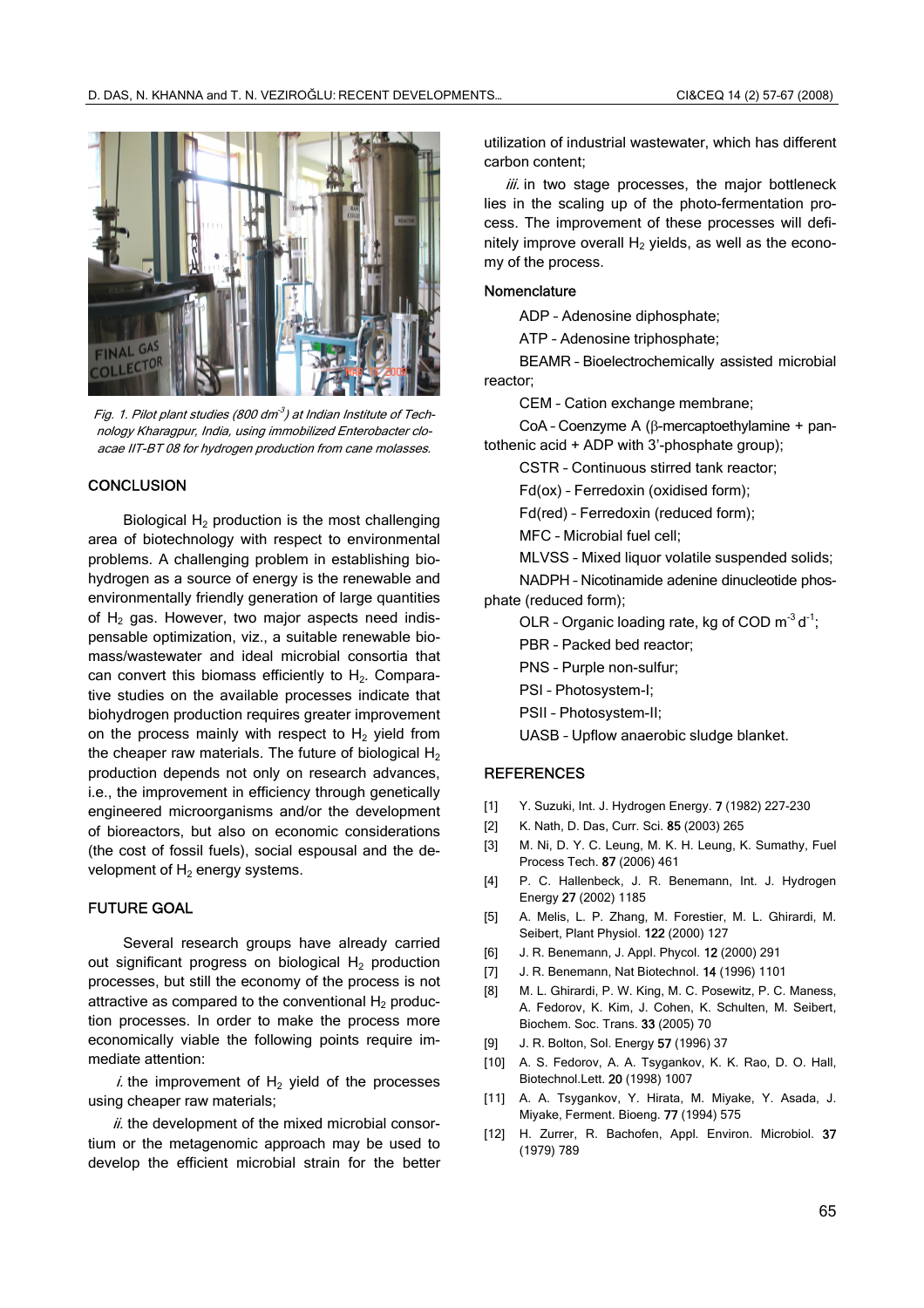Fig. 1. Pilot plant studies (800 $dm^{-3}$) at Indian Institute of Technology Kharagpur, India, using immobilized Enterobacter cloacae IIT-BT 08 for hydrogen production from cane molasses.

## CONCLUSION

Biological $H_2$ production is the most challenging area of biotechnology with respect to environmental problems. A challenging problem in establishing biohydrogen as a source of energy is the renewable and environmentally friendly generation of large quantities of $H_2$ gas. However, two major aspects need indispensable optimization, viz., a suitable renewable biomass/wastewater and ideal microbial consortia that can convert this biomass efficiently to $H_2$. Comparative studies on the available processes indicate that biohydrogen production requires greater improvement on the process mainly with respect to $H_2$ yield from the cheaper raw materials. The future of biological $H_2$ production depends not only on research advances, i.e., the improvement in efficiency through genetically engineered microorganisms and/or the development of bioreactors, but also on economic considerations (the cost of fossil fuels), social espousal and the development of $H_2$ energy systems.

## FUTURE GOAL

Several research groups have already carried out significant progress on biological $H_2$ production processes, but still the economy of the process is not attractive as compared to the conventional $H_2$ production processes. In order to make the process more economically viable the following points require immediate attention:

*i.* the improvement of $H_2$ yield of the processes using cheaper raw materials;

*ii.* the development of the mixed microbial consortium or the metagenomic approach may be used to develop the efficient microbial strain for the better utilization of industrial wastewater, which has different carbon content;

*iii.* in two stage processes, the major bottleneck lies in the scaling up of the photo-fermentation process. The improvement of these processes will definitely improve overall $H_2$ yields, as well as the economy of the process.

### Nomenclature

ADP – Adenosine diphosphate;

ATP – Adenosine triphosphate;

BEAMR – Bioelectrochemically assisted microbial reactor;

CEM – Cation exchange membrane;

CoA – Coenzyme A (β-mercaptoethylamine + pantothenic acid + ADP with 3'-phosphate group);

CSTR – Continuous stirred tank reactor;

Fd(ox) – Ferredoxin (oxidised form);

Fd(red) – Ferredoxin (reduced form);

MFC – Microbial fuel cell;

MLVSS – Mixed liquor volatile suspended solids;

NADPH – Nicotinamide adenine dinucleotide phosphate (reduced form);

OLR – Organic loading rate, kg of COD $m^{-3}$ $d^{-1}$;

PBR – Packed bed reactor;

PNS – Purple non-sulfur;

PSI – Photosystem-I;

PSII – Photosystem-II;

UASB – Upflow anaerobic sludge blanket.

## REFERENCES

[1] Y. Suzuki, Int. J. Hydrogen Energy. **7** (1982) 227-230

[2] K. Nath, D. Das, Curr. Sci. **85** (2003) 265

[3] M. Ni, D. Y. C. Leung, M. K. H. Leung, K. Sumathy, Fuel Process Tech. **87** (2006) 461

[4] P. C. Hallenbeck, J. R. Benemann, Int. J. Hydrogen Energy **27** (2002) 1185

[5] A. Melis, L. P. Zhang, M. Forestier, M. L. Ghirardi, M. Seibert, Plant Physiol. **122** (2000) 127

[6] J. R. Benemann, J. Appl. Phycol. **12** (2000) 291

[7] J. R. Benemann, Nat Biotechnol. **14** (1996) 1101

[8] M. L. Ghirardi, P. W. King, M. C. Posewitz, P. C. Maness, A. Fedorov, K. Kim, J. Cohen, K. Schulten, M. Seibert, Biochem. Soc. Trans. **33** (2005) 70

[9] J. R. Bolton, Sol. Energy **57** (1996) 37

[10] A. S. Fedorov, A. A. Tsygankov, K. K. Rao, D. O. Hall, Biotechnol.Lett. **20** (1998) 1007

[11] A. A. Tsygankov, Y. Hirata, M. Miyake, Y. Asada, J. Miyake, Ferment. Bioeng. **77** (1994) 575

[12] H. Zurrer, R. Bachofen, Appl. Environ. Microbiol. **37** (1979) 789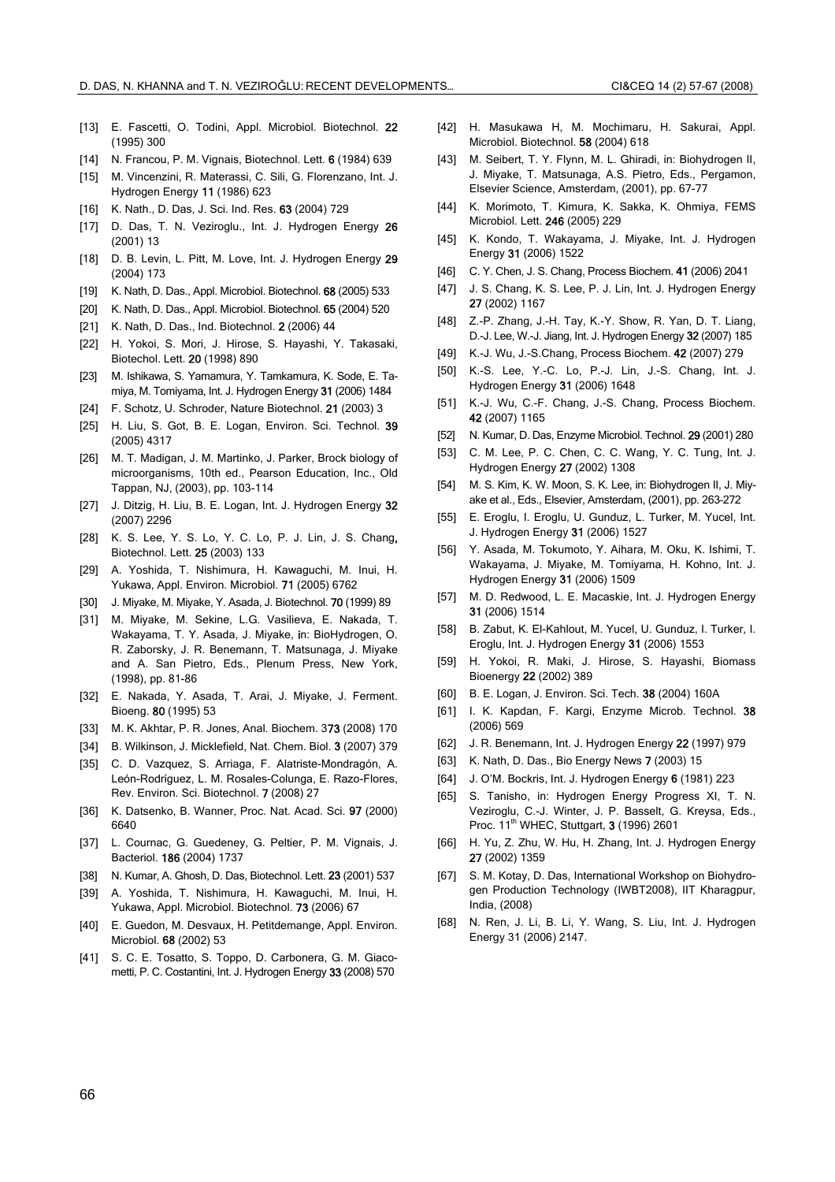- [13] E. Fascetti, O. Todini, Appl. Microbiol. Biotechnol. **22** (1995) 300
- [14] N. Francou, P. M. Vignais, Biotechnol. Lett. **6** (1984) 639
- [15] M. Vincenzini, R. Materassi, C. Sili, G. Florenzano, Int. J. Hydrogen Energy **11** (1986) 623
- [16] K. Nath., D. Das, J. Sci. Ind. Res. **63** (2004) 729
- [17] D. Das, T. N. Veziroglu., Int. J. Hydrogen Energy **26** (2001) 13
- [18] D. B. Levin, L. Pitt, M. Love, Int. J. Hydrogen Energy **29** (2004) 173
- [19] K. Nath, D. Das., Appl. Microbiol. Biotechnol. **68** (2005) 533
- [20] K. Nath, D. Das., Appl. Microbiol. Biotechnol. **65** (2004) 520
- [21] K. Nath, D. Das., Ind. Biotechnol. **2** (2006) 44
- [22] H. Yokoi, S. Mori, J. Hirose, S. Hayashi, Y. Takasaki, Biotechol. Lett. **20** (1998) 890
- [23] M. Ishikawa, S. Yamamura, Y. Tamkamura, K. Sode, E. Tamiya, M. Tomiyama, Int. J. Hydrogen Energy **31** (2006) 1484
- [24] F. Schotz, U. Schroder, Nature Biotechnol. **21** (2003) 3
- [25] H. Liu, S. Got, B. E. Logan, Environ. Sci. Technol. **39** (2005) 4317
- [26] M. T. Madigan, J. M. Martinko, J. Parker, Brock biology of microorganisms, 10th ed., Pearson Education, Inc., Old Tappan, NJ, (2003), pp. 103-114
- [27] J. Ditzig, H. Liu, B. E. Logan, Int. J. Hydrogen Energy **32** (2007) 2296
- [28] K. S. Lee, Y. S. Lo, Y. C. Lo, P. J. Lin, J. S. Chang**,** Biotechnol. Lett. **25** (2003) 133
- [29] A. Yoshida, T. Nishimura, H. Kawaguchi, M. Inui, H. Yukawa, Appl. Environ. Microbiol. **71** (2005) 6762
- [30] J. Miyake, M. Miyake, Y. Asada, J. Biotechnol. **70** (1999) 89
- [31] M. Miyake, M. Sekine, L.G. Vasilieva, E. Nakada, T. Wakayama, T. Y. Asada, J. Miyake, in: BioHydrogen, O. R. Zaborsky, J. R. Benemann, T. Matsunaga, J. Miyake and A. San Pietro, Eds., Plenum Press, New York, (1998), pp. 81-86
- [32] E. Nakada, Y. Asada, T. Arai, J. Miyake, J. Ferment. Bioeng. **80** (1995) 53
- [33] M. K. Akhtar, P. R. Jones, Anal. Biochem. 3**73** (2008) 170
- [34] B. Wilkinson, J. Micklefield, Nat. Chem. Biol. **3** (2007) 379
- [35] C. D. Vazquez, S. Arriaga, F. Alatriste-Mondragón, A. León-Rodríguez, L. M. Rosales-Colunga, E. Razo-Flores, Rev. Environ. Sci. Biotechnol. **7** (2008) 27
- [36] K. Datsenko, B. Wanner, Proc. Nat. Acad. Sci. **97** (2000) 6640
- [37] L. Cournac, G. Guedeney, G. Peltier, P. M. Vignais, J. Bacteriol. **186** (2004) 1737
- [38] N. Kumar, A. Ghosh, D. Das, Biotechnol. Lett. **23** (2001) 537
- [39] A. Yoshida, T. Nishimura, H. Kawaguchi, M. Inui, H. Yukawa, Appl. Microbiol. Biotechnol. **73** (2006) 67
- [40] E. Guedon, M. Desvaux, H. Petitdemange, Appl. Environ. Microbiol. **68** (2002) 53
- [41] S. C. E. Tosatto, S. Toppo, D. Carbonera, G. M. Giacometti, P. C. Costantini, Int. J. Hydrogen Energy **33** (2008) 570
- [42] H. Masukawa H, M. Mochimaru, H. Sakurai, Appl. Microbiol. Biotechnol. **58** (2004) 618
- [43] M. Seibert, T. Y. Flynn, M. L. Ghiradi, in: Biohydrogen II, J. Miyake, T. Matsunaga, A.S. Pietro, Eds., Pergamon, Elsevier Science, Amsterdam, (2001), pp. 67-77
- [44] K. Morimoto, T. Kimura, K. Sakka, K. Ohmiya, FEMS Microbiol. Lett. **246** (2005) 229
- [45] K. Kondo, T. Wakayama, J. Miyake, Int. J. Hydrogen Energy **31** (2006) 1522
- [46] C. Y. Chen, J. S. Chang, Process Biochem. **41** (2006) 2041
- [47] J. S. Chang, K. S. Lee, P. J. Lin, Int. J. Hydrogen Energy **27** (2002) 1167
- [48] Z.-P. Zhang, J.-H. Tay, K.-Y. Show, R. Yan, D. T. Liang, D.-J. Lee, W.-J. Jiang, Int. J. Hydrogen Energy **32** (2007) 185
- [49] K.-J. Wu, J.-S.Chang, Process Biochem. **42** (2007) 279
- [50] K.-S. Lee, Y.-C. Lo, P.-J. Lin, J.-S. Chang, Int. J. Hydrogen Energy **31** (2006) 1648
- [51] K.-J. Wu, C.-F. Chang, J.-S. Chang, Process Biochem. **42** (2007) 1165
- [52] N. Kumar, D. Das, Enzyme Microbiol. Technol. **29** (2001) 280
- [53] C. M. Lee, P. C. Chen, C. C. Wang, Y. C. Tung, Int. J. Hydrogen Energy **27** (2002) 1308
- [54] M. S. Kim, K. W. Moon, S. K. Lee, in: Biohydrogen II, J. Miyake et al., Eds., Elsevier, Amsterdam, (2001), pp. 263-272
- [55] E. Eroglu, I. Eroglu, U. Gunduz, L. Turker, M. Yucel, Int. J. Hydrogen Energy **31** (2006) 1527
- [56] Y. Asada, M. Tokumoto, Y. Aihara, M. Oku, K. Ishimi, T. Wakayama, J. Miyake, M. Tomiyama, H. Kohno, Int. J. Hydrogen Energy **31** (2006) 1509
- [57] M. D. Redwood, L. E. Macaskie, Int. J. Hydrogen Energy **31** (2006) 1514
- [58] B. Zabut, K. El-Kahlout, M. Yucel, U. Gunduz, I. Turker, I. Eroglu, Int. J. Hydrogen Energy **31** (2006) 1553
- [59] H. Yokoi, R. Maki, J. Hirose, S. Hayashi, Biomass Bioenergy **22** (2002) 389
- [60] B. E. Logan, J. Environ. Sci. Tech. **38** (2004) 160A
- [61] I. K. Kapdan, F. Kargi, Enzyme Microb. Technol. **38** (2006) 569
- [62] J. R. Benemann, Int. J. Hydrogen Energy **22** (1997) 979
- [63] K. Nath, D. Das., Bio Energy News **7** (2003) 15
- [64] J. O'M. Bockris, Int. J. Hydrogen Energy **6** (1981) 223
- [65] S. Tanisho, in: Hydrogen Energy Progress XI, T. N. Veziroglu, C.-J. Winter, J. P. Basselt, G. Kreysa, Eds., Proc. 11th WHEC, Stuttgart, **3** (1996) 2601
- [66] H. Yu, Z. Zhu, W. Hu, H. Zhang, Int. J. Hydrogen Energy **27** (2002) 1359
- [67] S. M. Kotay, D. Das, International Workshop on Biohydrogen Production Technology (IWBT2008), IIT Kharagpur, India, (2008)
- [68] N. Ren, J. Li, B. Li, Y. Wang, S. Liu, Int. J. Hydrogen Energy 31 (2006) 2147.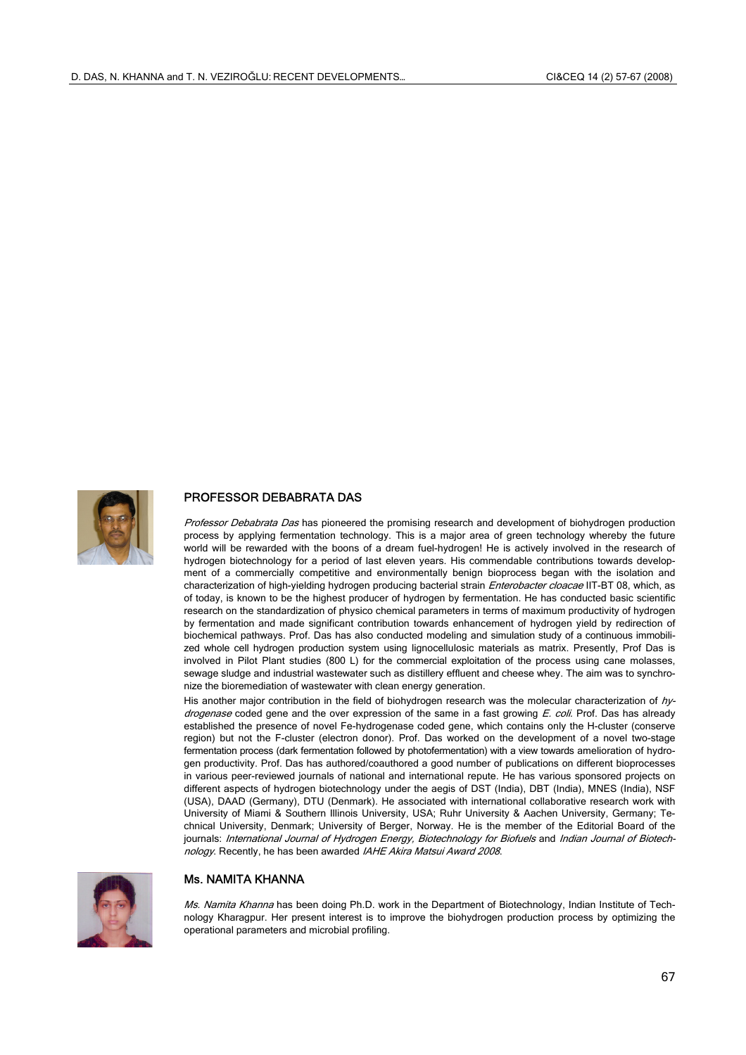## PROFESSOR DEBABRATA DAS

*Professor Debabrata Das* has pioneered the promising research and development of biohydrogen production process by applying fermentation technology. This is a major area of green technology whereby the future world will be rewarded with the boons of a dream fuel-hydrogen! He is actively involved in the research of hydrogen biotechnology for a period of last eleven years. His commendable contributions towards development of a commercially competitive and environmentally benign bioprocess began with the isolation and characterization of high-yielding hydrogen producing bacterial strain *Enterobacter cloacae* IIT-BT 08, which, as of today, is known to be the highest producer of hydrogen by fermentation. He has conducted basic scientific research on the standardization of physico chemical parameters in terms of maximum productivity of hydrogen by fermentation and made significant contribution towards enhancement of hydrogen yield by redirection of biochemical pathways. Prof. Das has also conducted modeling and simulation study of a continuous immobilized whole cell hydrogen production system using lignocellulosic materials as matrix. Presently, Prof Das is involved in Pilot Plant studies (800 L) for the commercial exploitation of the process using cane molasses, sewage sludge and industrial wastewater such as distillery effluent and cheese whey. The aim was to synchronize the bioremediation of wastewater with clean energy generation.

His another major contribution in the field of biohydrogen research was the molecular characterization of *hydrogenase* coded gene and the over expression of the same in a fast growing *E. coli*. Prof. Das has already established the presence of novel Fe-hydrogenase coded gene, which contains only the H-cluster (conserve region) but not the F-cluster (electron donor). Prof. Das worked on the development of a novel two-stage fermentation process (dark fermentation followed by photofermentation) with a view towards amelioration of hydrogen productivity. Prof. Das has authored/coauthored a good number of publications on different bioprocesses in various peer-reviewed journals of national and international repute. He has various sponsored projects on different aspects of hydrogen biotechnology under the aegis of DST (India), DBT (India), MNES (India), NSF (USA), DAAD (Germany), DTU (Denmark). He associated with international collaborative research work with University of Miami & Southern Illinois University, USA; Ruhr University & Aachen University, Germany; Technical University, Denmark; University of Berger, Norway. He is the member of the Editorial Board of the journals: *International Journal of Hydrogen Energy*, *Biotechnology for Biofuels* and *Indian Journal of Biotechnology*. Recently, he has been awarded *IAHE Akira Matsui Award 2008*.

## Ms. NAMITA KHANNA

*Ms. Namita Khanna* has been doing Ph.D. work in the Department of Biotechnology, Indian Institute of Technology Kharagpur. Her present interest is to improve the biohydrogen production process by optimizing the operational parameters and microbial profiling.